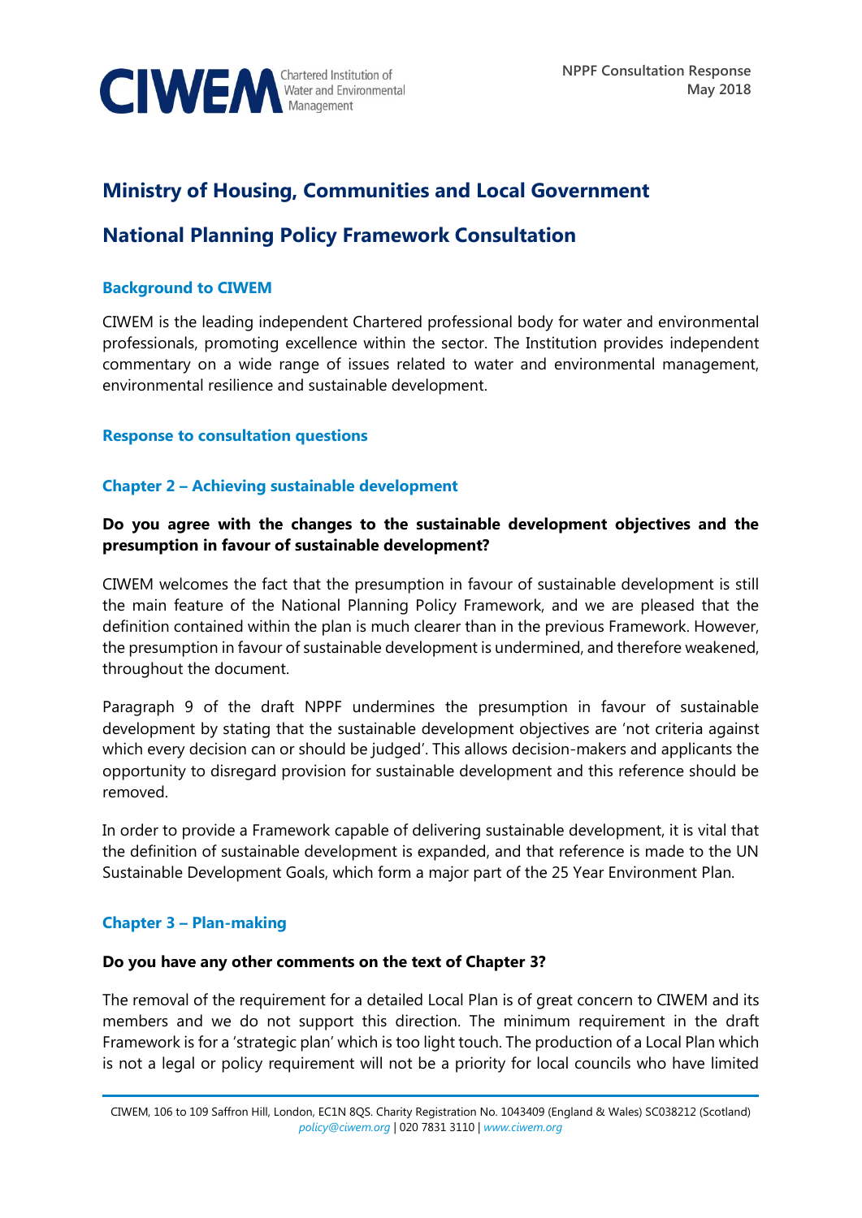CIWEM Chartered Institution of Water and Environmental Management

NPPF Consultation Response
May 2018

## Ministry of Housing, Communities and Local Government

## National Planning Policy Framework Consultation

### Background to CIWEM

CIWEM is the leading independent Chartered professional body for water and environmental professionals, promoting excellence within the sector. The Institution provides independent commentary on a wide range of issues related to water and environmental management, environmental resilience and sustainable development.

### Response to consultation questions

### Chapter 2 – Achieving sustainable development

**Do you agree with the changes to the sustainable development objectives and the presumption in favour of sustainable development?**

CIWEM welcomes the fact that the presumption in favour of sustainable development is still the main feature of the National Planning Policy Framework, and we are pleased that the definition contained within the plan is much clearer than in the previous Framework. However, the presumption in favour of sustainable development is undermined, and therefore weakened, throughout the document.

Paragraph 9 of the draft NPPF undermines the presumption in favour of sustainable development by stating that the sustainable development objectives are 'not criteria against which every decision can or should be judged'. This allows decision-makers and applicants the opportunity to disregard provision for sustainable development and this reference should be removed.

In order to provide a Framework capable of delivering sustainable development, it is vital that the definition of sustainable development is expanded, and that reference is made to the UN Sustainable Development Goals, which form a major part of the 25 Year Environment Plan.

### Chapter 3 – Plan-making

**Do you have any other comments on the text of Chapter 3?**

The removal of the requirement for a detailed Local Plan is of great concern to CIWEM and its members and we do not support this direction. The minimum requirement in the draft Framework is for a 'strategic plan' which is too light touch. The production of a Local Plan which is not a legal or policy requirement will not be a priority for local councils who have limited

CIWEM, 106 to 109 Saffron Hill, London, EC1N 8QS. Charity Registration No. 1043409 (England & Wales) SC038212 (Scotland)
policy@ciwem.org | 020 7831 3110 | www.ciwem.org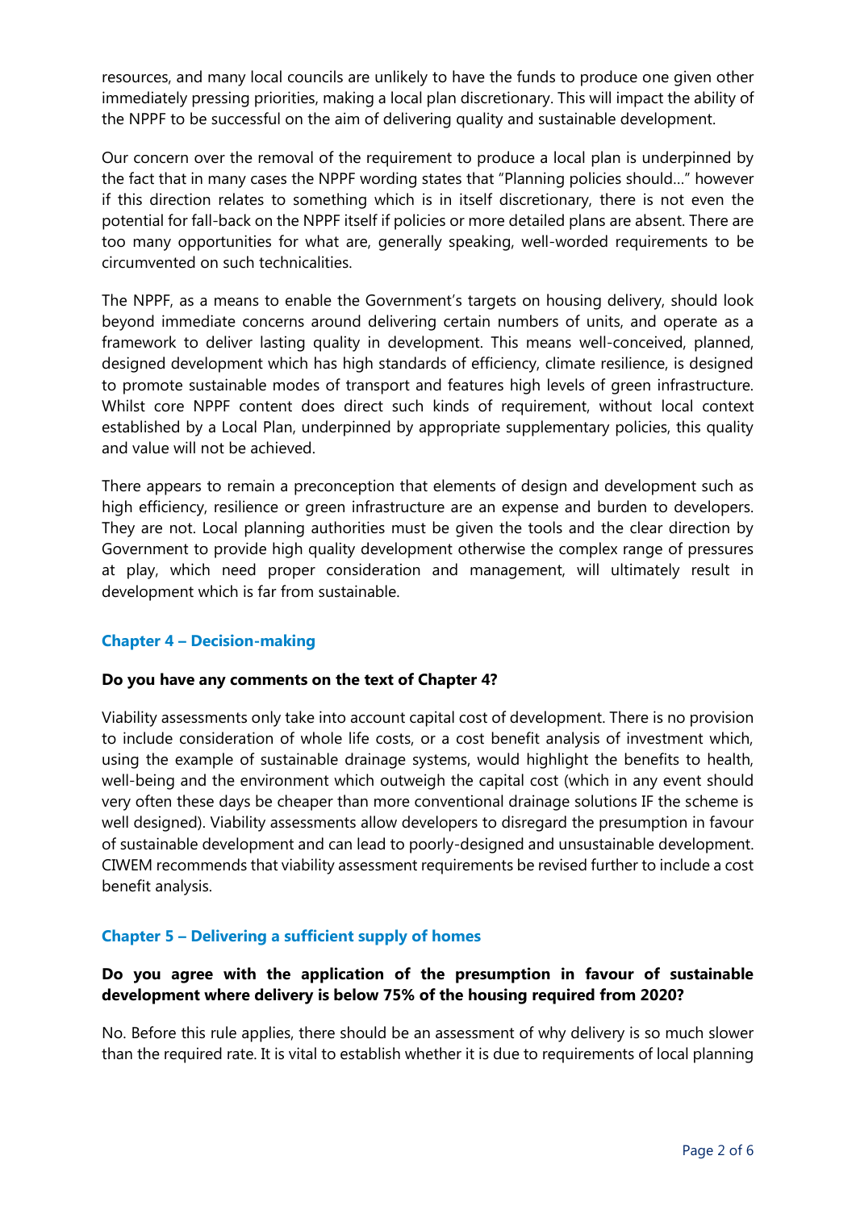resources, and many local councils are unlikely to have the funds to produce one given other immediately pressing priorities, making a local plan discretionary. This will impact the ability of the NPPF to be successful on the aim of delivering quality and sustainable development.

Our concern over the removal of the requirement to produce a local plan is underpinned by the fact that in many cases the NPPF wording states that "Planning policies should…" however if this direction relates to something which is in itself discretionary, there is not even the potential for fall-back on the NPPF itself if policies or more detailed plans are absent. There are too many opportunities for what are, generally speaking, well-worded requirements to be circumvented on such technicalities.

The NPPF, as a means to enable the Government's targets on housing delivery, should look beyond immediate concerns around delivering certain numbers of units, and operate as a framework to deliver lasting quality in development. This means well-conceived, planned, designed development which has high standards of efficiency, climate resilience, is designed to promote sustainable modes of transport and features high levels of green infrastructure. Whilst core NPPF content does direct such kinds of requirement, without local context established by a Local Plan, underpinned by appropriate supplementary policies, this quality and value will not be achieved.

There appears to remain a preconception that elements of design and development such as high efficiency, resilience or green infrastructure are an expense and burden to developers. They are not. Local planning authorities must be given the tools and the clear direction by Government to provide high quality development otherwise the complex range of pressures at play, which need proper consideration and management, will ultimately result in development which is far from sustainable.

### Chapter 4 – Decision-making

**Do you have any comments on the text of Chapter 4?**

Viability assessments only take into account capital cost of development. There is no provision to include consideration of whole life costs, or a cost benefit analysis of investment which, using the example of sustainable drainage systems, would highlight the benefits to health, well-being and the environment which outweigh the capital cost (which in any event should very often these days be cheaper than more conventional drainage solutions IF the scheme is well designed). Viability assessments allow developers to disregard the presumption in favour of sustainable development and can lead to poorly-designed and unsustainable development. CIWEM recommends that viability assessment requirements be revised further to include a cost benefit analysis.

### Chapter 5 – Delivering a sufficient supply of homes

**Do you agree with the application of the presumption in favour of sustainable development where delivery is below 75% of the housing required from 2020?**

No. Before this rule applies, there should be an assessment of why delivery is so much slower than the required rate. It is vital to establish whether it is due to requirements of local planning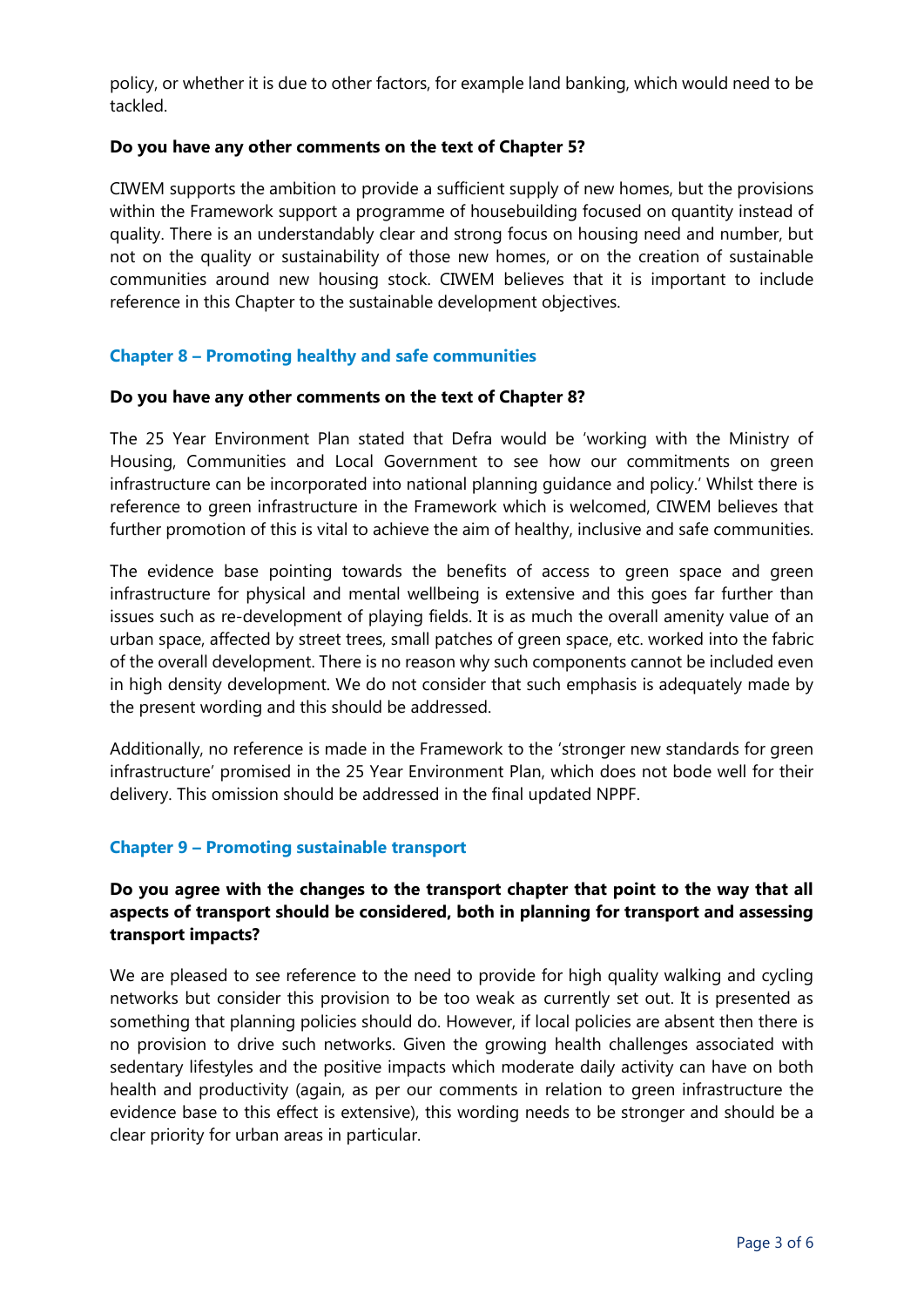policy, or whether it is due to other factors, for example land banking, which would need to be tackled.

**Do you have any other comments on the text of Chapter 5?**

CIWEM supports the ambition to provide a sufficient supply of new homes, but the provisions within the Framework support a programme of housebuilding focused on quantity instead of quality. There is an understandably clear and strong focus on housing need and number, but not on the quality or sustainability of those new homes, or on the creation of sustainable communities around new housing stock. CIWEM believes that it is important to include reference in this Chapter to the sustainable development objectives.

## Chapter 8 – Promoting healthy and safe communities

**Do you have any other comments on the text of Chapter 8?**

The 25 Year Environment Plan stated that Defra would be 'working with the Ministry of Housing, Communities and Local Government to see how our commitments on green infrastructure can be incorporated into national planning guidance and policy.' Whilst there is reference to green infrastructure in the Framework which is welcomed, CIWEM believes that further promotion of this is vital to achieve the aim of healthy, inclusive and safe communities.

The evidence base pointing towards the benefits of access to green space and green infrastructure for physical and mental wellbeing is extensive and this goes far further than issues such as re-development of playing fields. It is as much the overall amenity value of an urban space, affected by street trees, small patches of green space, etc. worked into the fabric of the overall development. There is no reason why such components cannot be included even in high density development. We do not consider that such emphasis is adequately made by the present wording and this should be addressed.

Additionally, no reference is made in the Framework to the 'stronger new standards for green infrastructure' promised in the 25 Year Environment Plan, which does not bode well for their delivery. This omission should be addressed in the final updated NPPF.

## Chapter 9 – Promoting sustainable transport

**Do you agree with the changes to the transport chapter that point to the way that all aspects of transport should be considered, both in planning for transport and assessing transport impacts?**

We are pleased to see reference to the need to provide for high quality walking and cycling networks but consider this provision to be too weak as currently set out. It is presented as something that planning policies should do. However, if local policies are absent then there is no provision to drive such networks. Given the growing health challenges associated with sedentary lifestyles and the positive impacts which moderate daily activity can have on both health and productivity (again, as per our comments in relation to green infrastructure the evidence base to this effect is extensive), this wording needs to be stronger and should be a clear priority for urban areas in particular.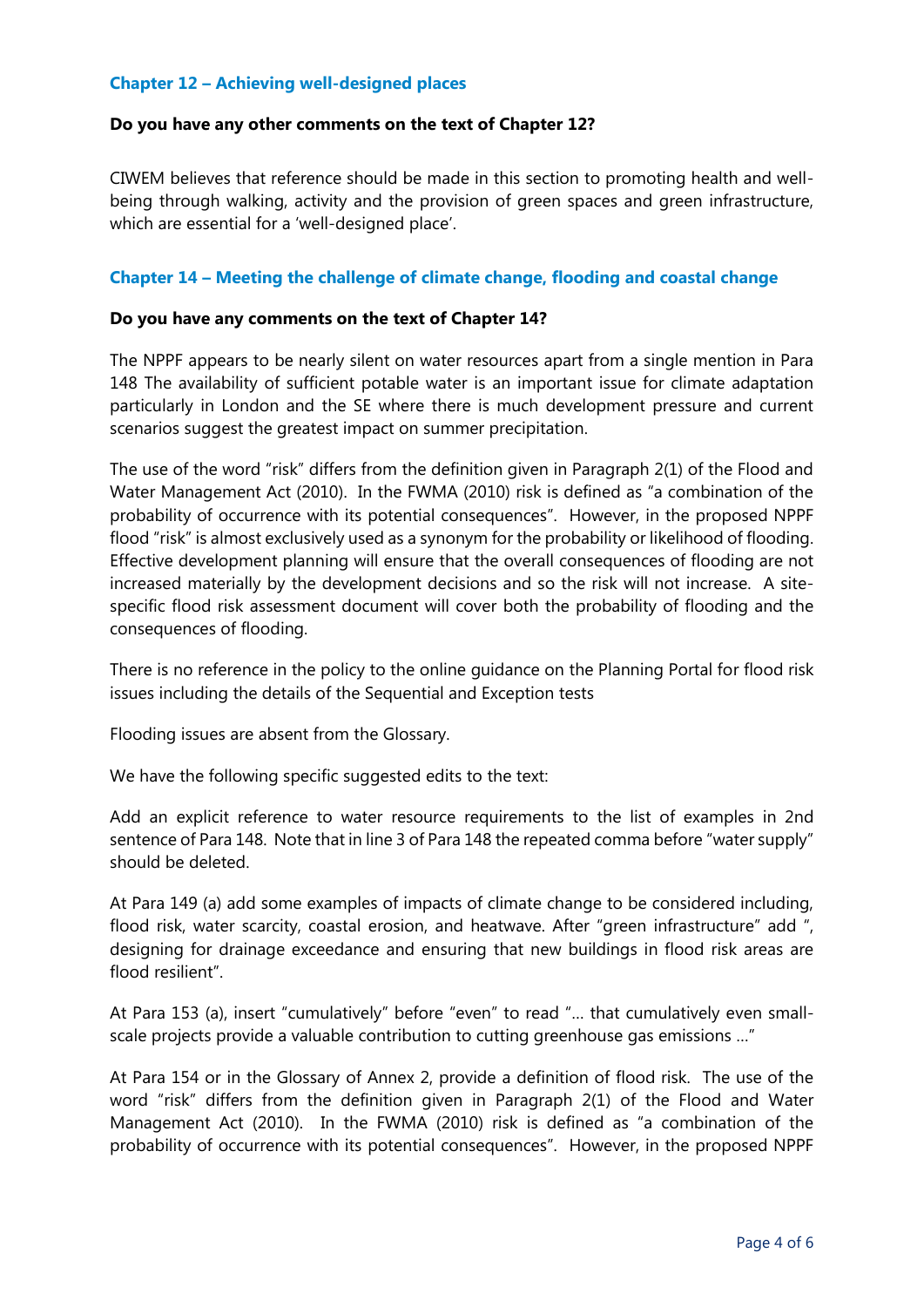### Chapter 12 – Achieving well-designed places

**Do you have any other comments on the text of Chapter 12?**

CIWEM believes that reference should be made in this section to promoting health and well-being through walking, activity and the provision of green spaces and green infrastructure, which are essential for a 'well-designed place'.

### Chapter 14 – Meeting the challenge of climate change, flooding and coastal change

**Do you have any comments on the text of Chapter 14?**

The NPPF appears to be nearly silent on water resources apart from a single mention in Para 148 The availability of sufficient potable water is an important issue for climate adaptation particularly in London and the SE where there is much development pressure and current scenarios suggest the greatest impact on summer precipitation.

The use of the word "risk" differs from the definition given in Paragraph 2(1) of the Flood and Water Management Act (2010). In the FWMA (2010) risk is defined as "a combination of the probability of occurrence with its potential consequences". However, in the proposed NPPF flood "risk" is almost exclusively used as a synonym for the probability or likelihood of flooding. Effective development planning will ensure that the overall consequences of flooding are not increased materially by the development decisions and so the risk will not increase. A site-specific flood risk assessment document will cover both the probability of flooding and the consequences of flooding.

There is no reference in the policy to the online guidance on the Planning Portal for flood risk issues including the details of the Sequential and Exception tests

Flooding issues are absent from the Glossary.

We have the following specific suggested edits to the text:

Add an explicit reference to water resource requirements to the list of examples in 2nd sentence of Para 148. Note that in line 3 of Para 148 the repeated comma before "water supply" should be deleted.

At Para 149 (a) add some examples of impacts of climate change to be considered including, flood risk, water scarcity, coastal erosion, and heatwave. After "green infrastructure" add ", designing for drainage exceedance and ensuring that new buildings in flood risk areas are flood resilient".

At Para 153 (a), insert "cumulatively" before "even" to read "… that cumulatively even small-scale projects provide a valuable contribution to cutting greenhouse gas emissions …"

At Para 154 or in the Glossary of Annex 2, provide a definition of flood risk. The use of the word "risk" differs from the definition given in Paragraph 2(1) of the Flood and Water Management Act (2010). In the FWMA (2010) risk is defined as "a combination of the probability of occurrence with its potential consequences". However, in the proposed NPPF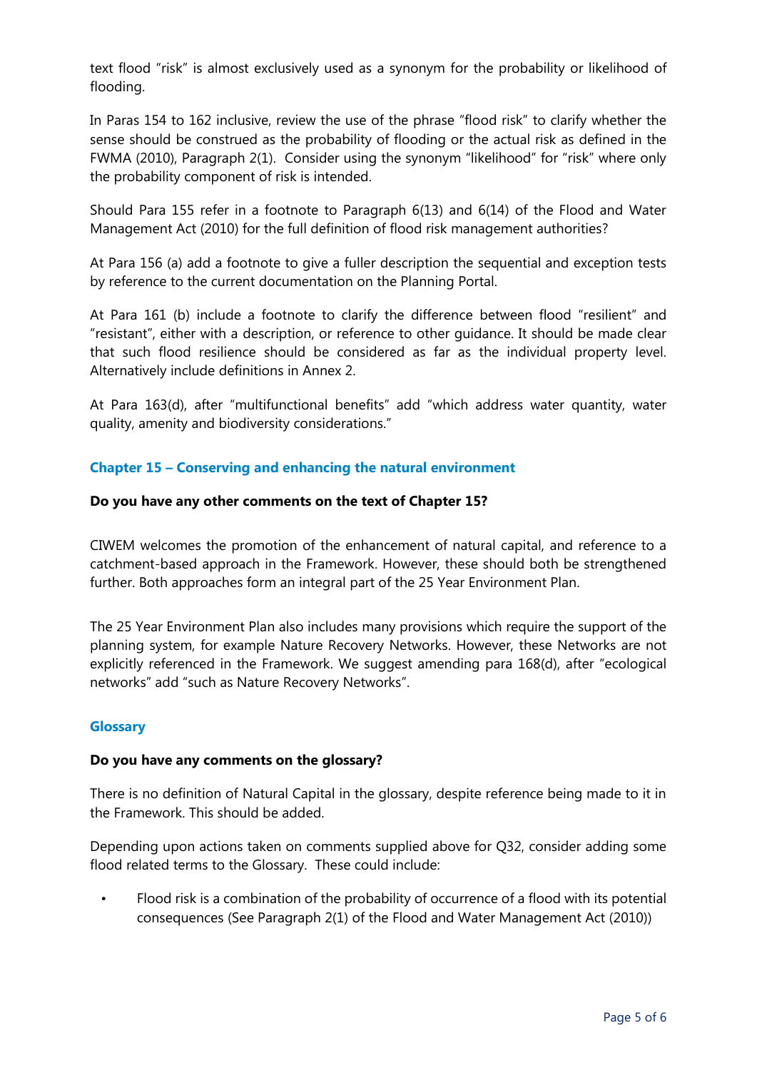text flood "risk" is almost exclusively used as a synonym for the probability or likelihood of flooding.

In Paras 154 to 162 inclusive, review the use of the phrase "flood risk" to clarify whether the sense should be construed as the probability of flooding or the actual risk as defined in the FWMA (2010), Paragraph 2(1). Consider using the synonym "likelihood" for "risk" where only the probability component of risk is intended.

Should Para 155 refer in a footnote to Paragraph 6(13) and 6(14) of the Flood and Water Management Act (2010) for the full definition of flood risk management authorities?

At Para 156 (a) add a footnote to give a fuller description the sequential and exception tests by reference to the current documentation on the Planning Portal.

At Para 161 (b) include a footnote to clarify the difference between flood "resilient" and "resistant", either with a description, or reference to other guidance. It should be made clear that such flood resilience should be considered as far as the individual property level. Alternatively include definitions in Annex 2.

At Para 163(d), after "multifunctional benefits" add "which address water quantity, water quality, amenity and biodiversity considerations."

### Chapter 15 – Conserving and enhancing the natural environment

**Do you have any other comments on the text of Chapter 15?**

CIWEM welcomes the promotion of the enhancement of natural capital, and reference to a catchment-based approach in the Framework. However, these should both be strengthened further. Both approaches form an integral part of the 25 Year Environment Plan.

The 25 Year Environment Plan also includes many provisions which require the support of the planning system, for example Nature Recovery Networks. However, these Networks are not explicitly referenced in the Framework. We suggest amending para 168(d), after "ecological networks" add "such as Nature Recovery Networks".

### Glossary

**Do you have any comments on the glossary?**

There is no definition of Natural Capital in the glossary, despite reference being made to it in the Framework. This should be added.

Depending upon actions taken on comments supplied above for Q32, consider adding some flood related terms to the Glossary. These could include:

- Flood risk is a combination of the probability of occurrence of a flood with its potential consequences (See Paragraph 2(1) of the Flood and Water Management Act (2010))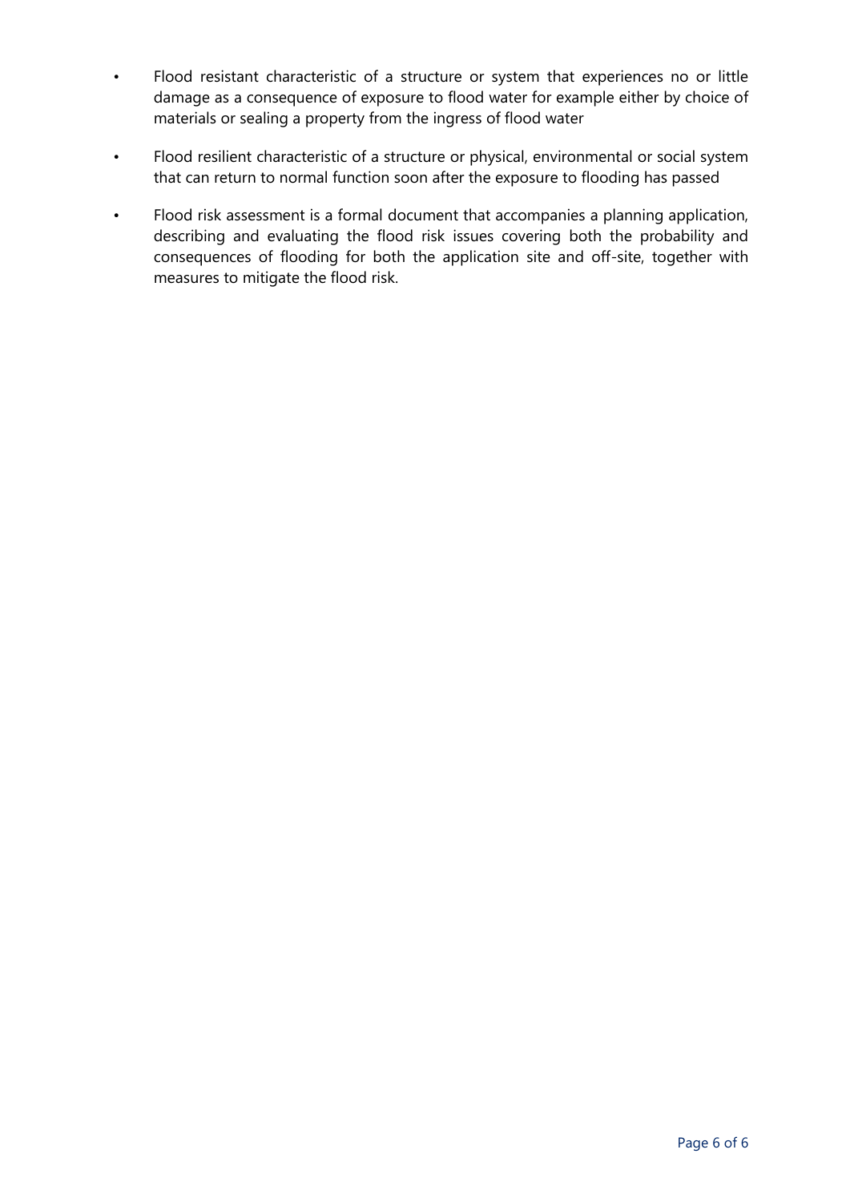- Flood resistant characteristic of a structure or system that experiences no or little damage as a consequence of exposure to flood water for example either by choice of materials or sealing a property from the ingress of flood water
- Flood resilient characteristic of a structure or physical, environmental or social system that can return to normal function soon after the exposure to flooding has passed
- Flood risk assessment is a formal document that accompanies a planning application, describing and evaluating the flood risk issues covering both the probability and consequences of flooding for both the application site and off-site, together with measures to mitigate the flood risk.